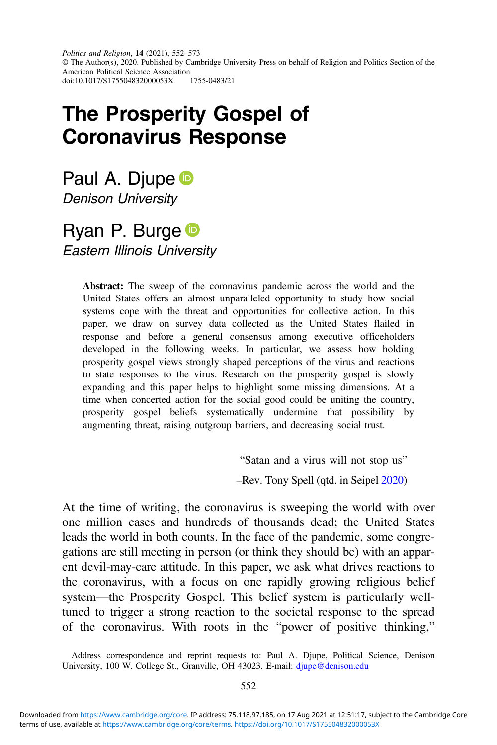# The Prosperity Gospel of Coronavirus Response

Paul A. Djupe
*Denison University*

Ryan P. Burge
*Eastern Illinois University*

**Abstract:** The sweep of the coronavirus pandemic across the world and the United States offers an almost unparalleled opportunity to study how social systems cope with the threat and opportunities for collective action. In this paper, we draw on survey data collected as the United States flailed in response and before a general consensus among executive officeholders developed in the following weeks. In particular, we assess how holding prosperity gospel views strongly shaped perceptions of the virus and reactions to state responses to the virus. Research on the prosperity gospel is slowly expanding and this paper helps to highlight some missing dimensions. At a time when concerted action for the social good could be uniting the country, prosperity gospel beliefs systematically undermine that possibility by augmenting threat, raising outgroup barriers, and decreasing social trust.

> "Satan and a virus will not stop us"
>
> –Rev. Tony Spell (qtd. in Seipel 2020)

At the time of writing, the coronavirus is sweeping the world with over one million cases and hundreds of thousands dead; the United States leads the world in both counts. In the face of the pandemic, some congregations are still meeting in person (or think they should be) with an apparent devil-may-care attitude. In this paper, we ask what drives reactions to the coronavirus, with a focus on one rapidly growing religious belief system—the Prosperity Gospel. This belief system is particularly well-tuned to trigger a strong reaction to the societal response to the spread of the coronavirus. With roots in the "power of positive thinking,"

Address correspondence and reprint requests to: Paul A. Djupe, Political Science, Denison University, 100 W. College St., Granville, OH 43023. E-mail: djupe@denison.edu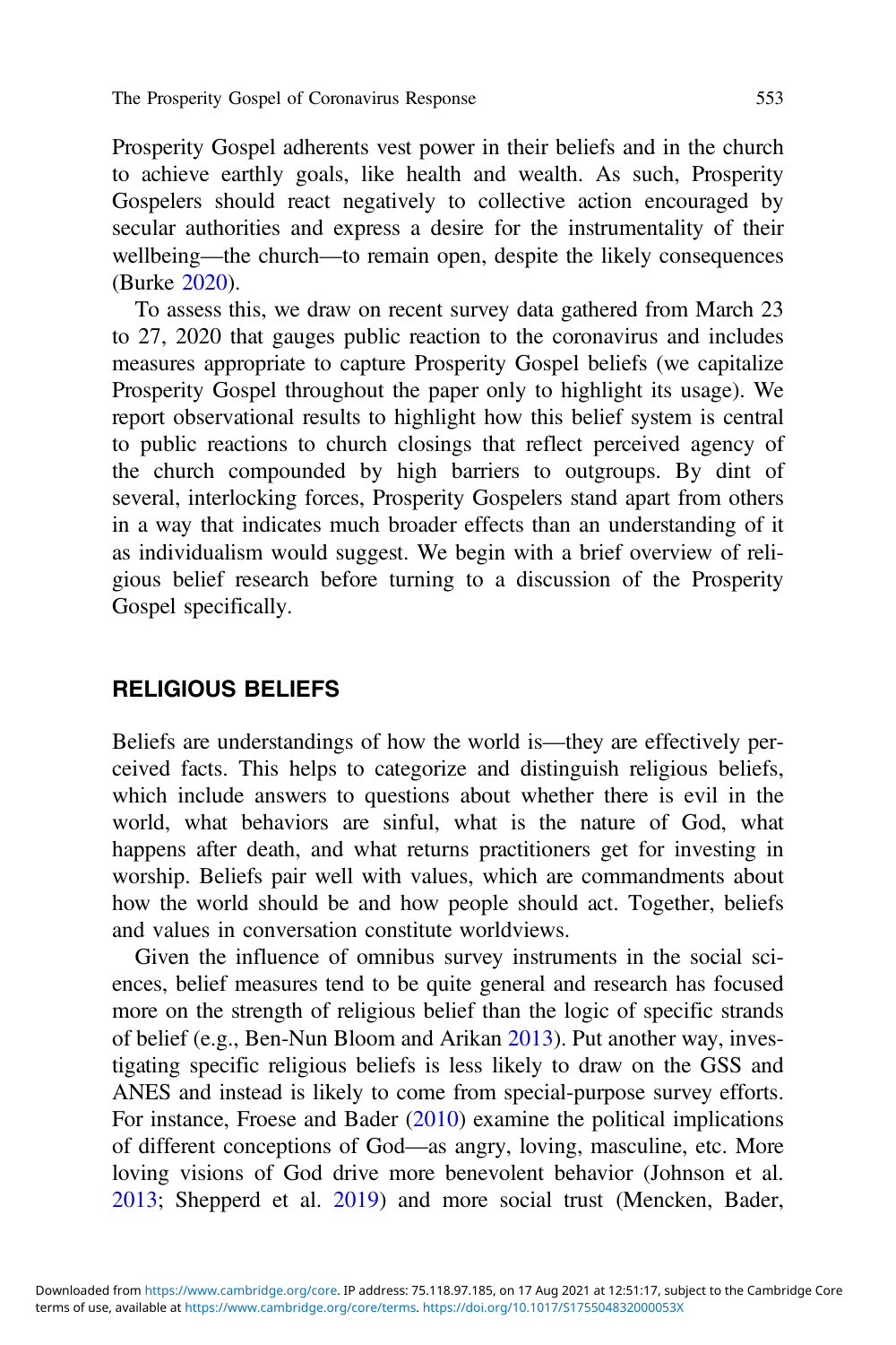Prosperity Gospel adherents vest power in their beliefs and in the church to achieve earthly goals, like health and wealth. As such, Prosperity Gospelers should react negatively to collective action encouraged by secular authorities and express a desire for the instrumentality of their wellbeing—the church—to remain open, despite the likely consequences (Burke 2020).

To assess this, we draw on recent survey data gathered from March 23 to 27, 2020 that gauges public reaction to the coronavirus and includes measures appropriate to capture Prosperity Gospel beliefs (we capitalize Prosperity Gospel throughout the paper only to highlight its usage). We report observational results to highlight how this belief system is central to public reactions to church closings that reflect perceived agency of the church compounded by high barriers to outgroups. By dint of several, interlocking forces, Prosperity Gospelers stand apart from others in a way that indicates much broader effects than an understanding of it as individualism would suggest. We begin with a brief overview of religious belief research before turning to a discussion of the Prosperity Gospel specifically.

## RELIGIOUS BELIEFS

Beliefs are understandings of how the world is—they are effectively perceived facts. This helps to categorize and distinguish religious beliefs, which include answers to questions about whether there is evil in the world, what behaviors are sinful, what is the nature of God, what happens after death, and what returns practitioners get for investing in worship. Beliefs pair well with values, which are commandments about how the world should be and how people should act. Together, beliefs and values in conversation constitute worldviews.

Given the influence of omnibus survey instruments in the social sciences, belief measures tend to be quite general and research has focused more on the strength of religious belief than the logic of specific strands of belief (e.g., Ben-Nun Bloom and Arikan 2013). Put another way, investigating specific religious beliefs is less likely to draw on the GSS and ANES and instead is likely to come from special-purpose survey efforts. For instance, Froese and Bader (2010) examine the political implications of different conceptions of God—as angry, loving, masculine, etc. More loving visions of God drive more benevolent behavior (Johnson et al. 2013; Shepperd et al. 2019) and more social trust (Mencken, Bader,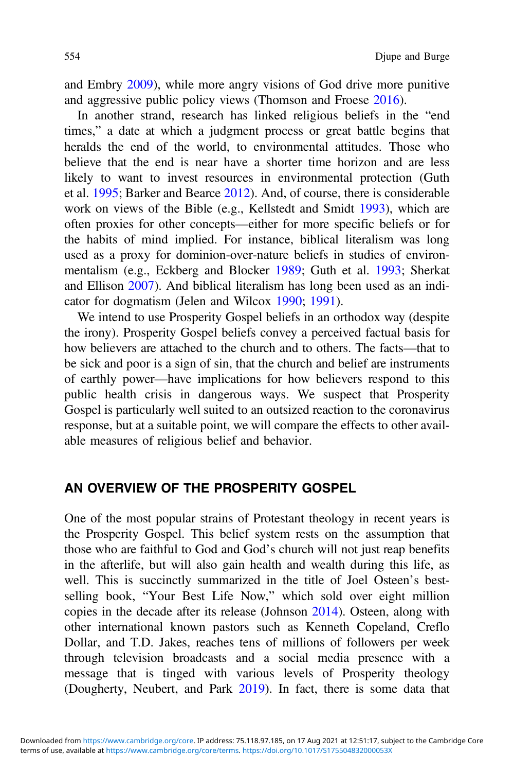and Embry 2009), while more angry visions of God drive more punitive and aggressive public policy views (Thomson and Froese 2016).

In another strand, research has linked religious beliefs in the "end times," a date at which a judgment process or great battle begins that heralds the end of the world, to environmental attitudes. Those who believe that the end is near have a shorter time horizon and are less likely to want to invest resources in environmental protection (Guth et al. 1995; Barker and Bearce 2012). And, of course, there is considerable work on views of the Bible (e.g., Kellstedt and Smidt 1993), which are often proxies for other concepts—either for more specific beliefs or for the habits of mind implied. For instance, biblical literalism was long used as a proxy for dominion-over-nature beliefs in studies of environmentalism (e.g., Eckberg and Blocker 1989; Guth et al. 1993; Sherkat and Ellison 2007). And biblical literalism has long been used as an indicator for dogmatism (Jelen and Wilcox 1990; 1991).

We intend to use Prosperity Gospel beliefs in an orthodox way (despite the irony). Prosperity Gospel beliefs convey a perceived factual basis for how believers are attached to the church and to others. The facts—that to be sick and poor is a sign of sin, that the church and belief are instruments of earthly power—have implications for how believers respond to this public health crisis in dangerous ways. We suspect that Prosperity Gospel is particularly well suited to an outsized reaction to the coronavirus response, but at a suitable point, we will compare the effects to other available measures of religious belief and behavior.

## AN OVERVIEW OF THE PROSPERITY GOSPEL

One of the most popular strains of Protestant theology in recent years is the Prosperity Gospel. This belief system rests on the assumption that those who are faithful to God and God's church will not just reap benefits in the afterlife, but will also gain health and wealth during this life, as well. This is succinctly summarized in the title of Joel Osteen's best-selling book, "Your Best Life Now," which sold over eight million copies in the decade after its release (Johnson 2014). Osteen, along with other international known pastors such as Kenneth Copeland, Creflo Dollar, and T.D. Jakes, reaches tens of millions of followers per week through television broadcasts and a social media presence with a message that is tinged with various levels of Prosperity theology (Dougherty, Neubert, and Park 2019). In fact, there is some data that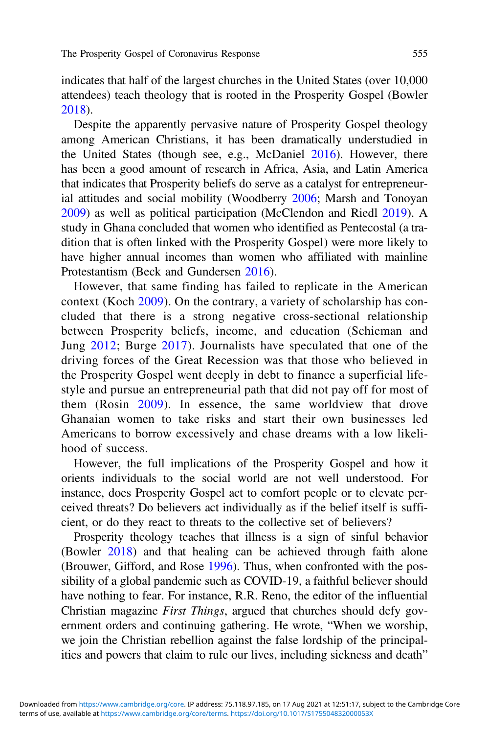indicates that half of the largest churches in the United States (over 10,000 attendees) teach theology that is rooted in the Prosperity Gospel (Bowler 2018).

Despite the apparently pervasive nature of Prosperity Gospel theology among American Christians, it has been dramatically understudied in the United States (though see, e.g., McDaniel 2016). However, there has been a good amount of research in Africa, Asia, and Latin America that indicates that Prosperity beliefs do serve as a catalyst for entrepreneurial attitudes and social mobility (Woodberry 2006; Marsh and Tonoyan 2009) as well as political participation (McClendon and Riedl 2019). A study in Ghana concluded that women who identified as Pentecostal (a tradition that is often linked with the Prosperity Gospel) were more likely to have higher annual incomes than women who affiliated with mainline Protestantism (Beck and Gundersen 2016).

However, that same finding has failed to replicate in the American context (Koch 2009). On the contrary, a variety of scholarship has concluded that there is a strong negative cross-sectional relationship between Prosperity beliefs, income, and education (Schieman and Jung 2012; Burge 2017). Journalists have speculated that one of the driving forces of the Great Recession was that those who believed in the Prosperity Gospel went deeply in debt to finance a superficial lifestyle and pursue an entrepreneurial path that did not pay off for most of them (Rosin 2009). In essence, the same worldview that drove Ghanaian women to take risks and start their own businesses led Americans to borrow excessively and chase dreams with a low likelihood of success.

However, the full implications of the Prosperity Gospel and how it orients individuals to the social world are not well understood. For instance, does Prosperity Gospel act to comfort people or to elevate perceived threats? Do believers act individually as if the belief itself is sufficient, or do they react to threats to the collective set of believers?

Prosperity theology teaches that illness is a sign of sinful behavior (Bowler 2018) and that healing can be achieved through faith alone (Brouwer, Gifford, and Rose 1996). Thus, when confronted with the possibility of a global pandemic such as COVID-19, a faithful believer should have nothing to fear. For instance, R.R. Reno, the editor of the influential Christian magazine *First Things*, argued that churches should defy government orders and continuing gathering. He wrote, "When we worship, we join the Christian rebellion against the false lordship of the principalities and powers that claim to rule our lives, including sickness and death"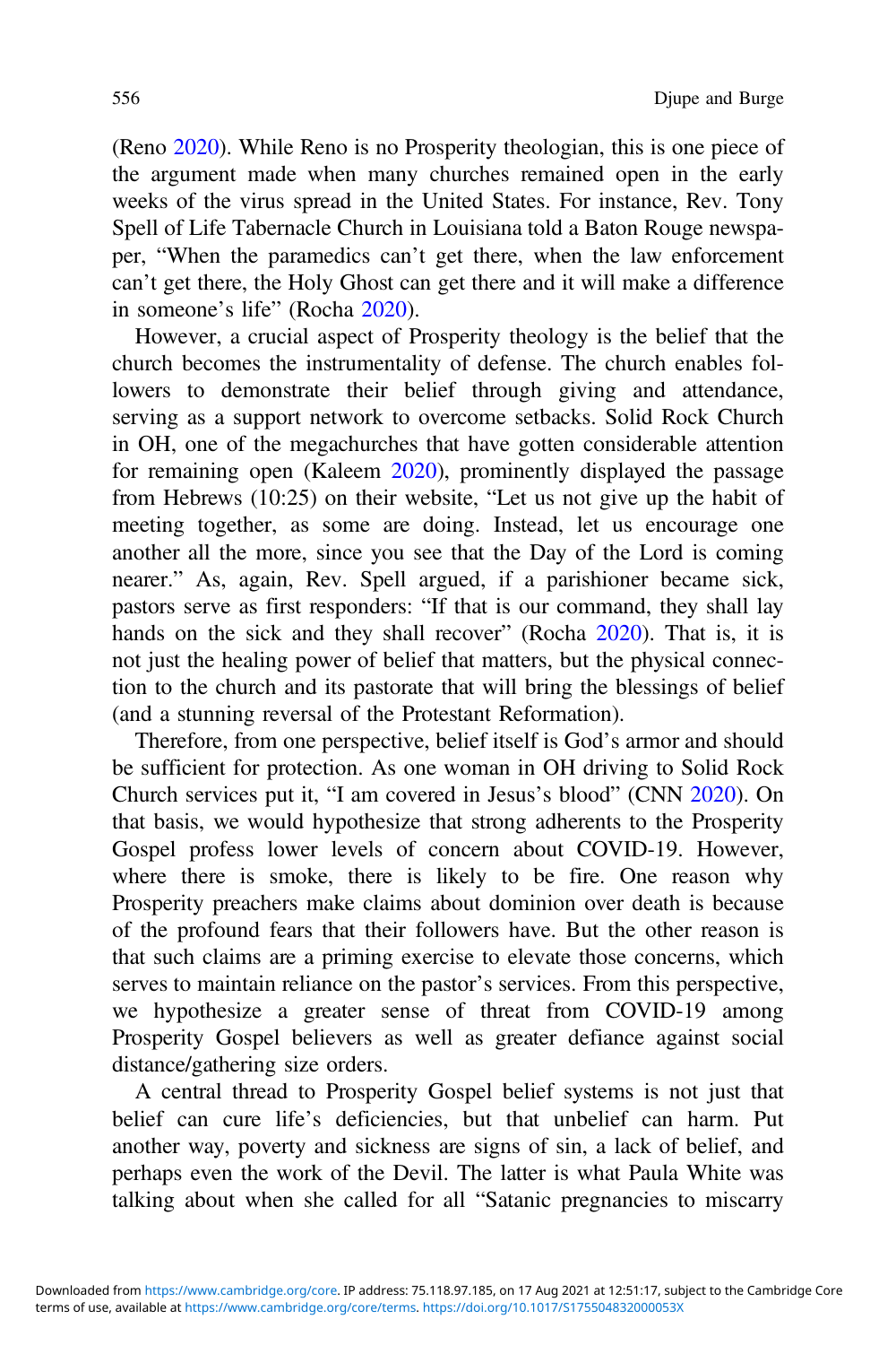(Reno 2020). While Reno is no Prosperity theologian, this is one piece of the argument made when many churches remained open in the early weeks of the virus spread in the United States. For instance, Rev. Tony Spell of Life Tabernacle Church in Louisiana told a Baton Rouge newspaper, "When the paramedics can't get there, when the law enforcement can't get there, the Holy Ghost can get there and it will make a difference in someone's life" (Rocha 2020).

However, a crucial aspect of Prosperity theology is the belief that the church becomes the instrumentality of defense. The church enables followers to demonstrate their belief through giving and attendance, serving as a support network to overcome setbacks. Solid Rock Church in OH, one of the megachurches that have gotten considerable attention for remaining open (Kaleem 2020), prominently displayed the passage from Hebrews (10:25) on their website, "Let us not give up the habit of meeting together, as some are doing. Instead, let us encourage one another all the more, since you see that the Day of the Lord is coming nearer." As, again, Rev. Spell argued, if a parishioner became sick, pastors serve as first responders: "If that is our command, they shall lay hands on the sick and they shall recover" (Rocha 2020). That is, it is not just the healing power of belief that matters, but the physical connection to the church and its pastorate that will bring the blessings of belief (and a stunning reversal of the Protestant Reformation).

Therefore, from one perspective, belief itself is God's armor and should be sufficient for protection. As one woman in OH driving to Solid Rock Church services put it, "I am covered in Jesus's blood" (CNN 2020). On that basis, we would hypothesize that strong adherents to the Prosperity Gospel profess lower levels of concern about COVID-19. However, where there is smoke, there is likely to be fire. One reason why Prosperity preachers make claims about dominion over death is because of the profound fears that their followers have. But the other reason is that such claims are a priming exercise to elevate those concerns, which serves to maintain reliance on the pastor's services. From this perspective, we hypothesize a greater sense of threat from COVID-19 among Prosperity Gospel believers as well as greater defiance against social distance/gathering size orders.

A central thread to Prosperity Gospel belief systems is not just that belief can cure life's deficiencies, but that unbelief can harm. Put another way, poverty and sickness are signs of sin, a lack of belief, and perhaps even the work of the Devil. The latter is what Paula White was talking about when she called for all "Satanic pregnancies to miscarry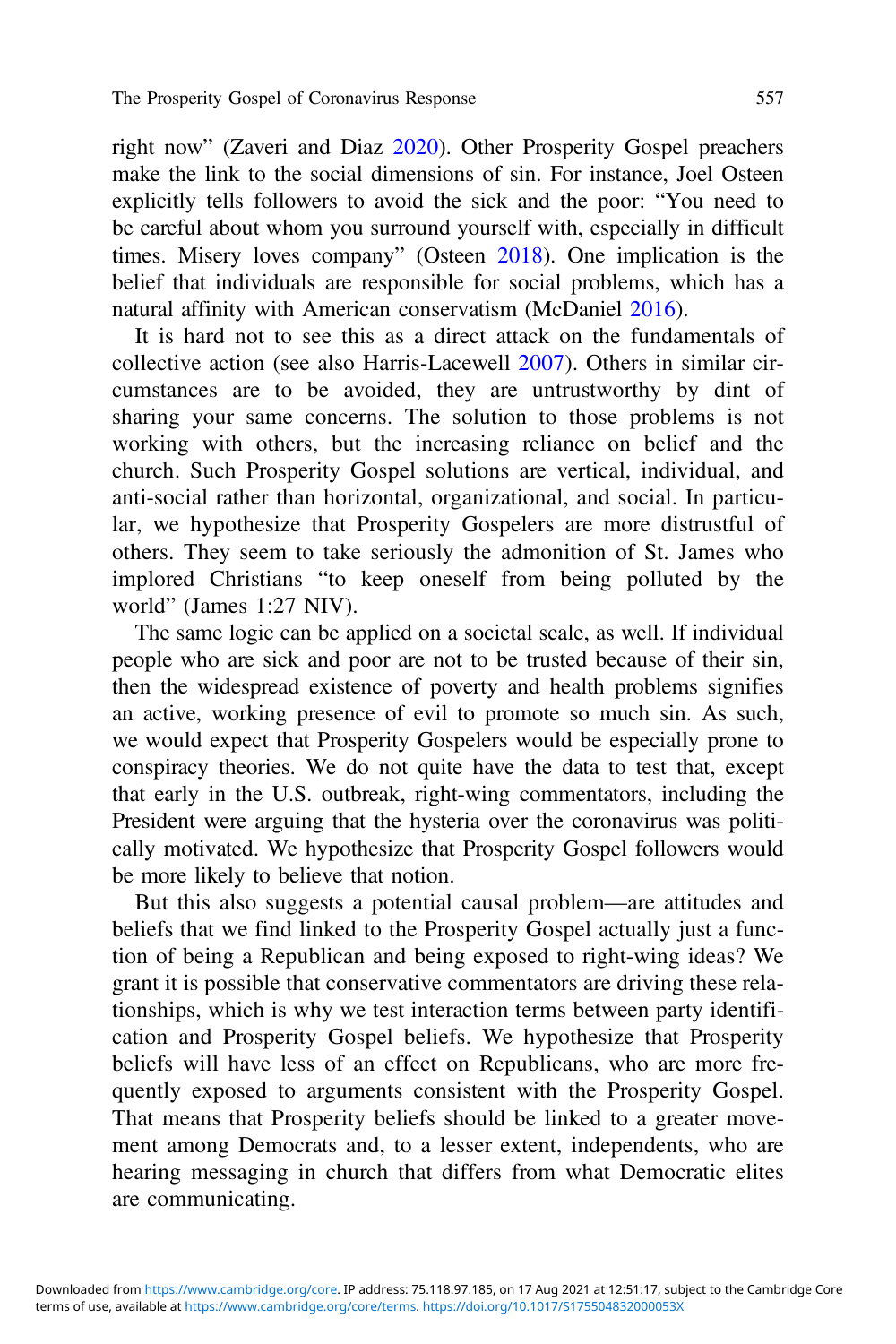right now" (Zaveri and Diaz 2020). Other Prosperity Gospel preachers make the link to the social dimensions of sin. For instance, Joel Osteen explicitly tells followers to avoid the sick and the poor: "You need to be careful about whom you surround yourself with, especially in difficult times. Misery loves company" (Osteen 2018). One implication is the belief that individuals are responsible for social problems, which has a natural affinity with American conservatism (McDaniel 2016).

It is hard not to see this as a direct attack on the fundamentals of collective action (see also Harris-Lacewell 2007). Others in similar circumstances are to be avoided, they are untrustworthy by dint of sharing your same concerns. The solution to those problems is not working with others, but the increasing reliance on belief and the church. Such Prosperity Gospel solutions are vertical, individual, and anti-social rather than horizontal, organizational, and social. In particular, we hypothesize that Prosperity Gospelers are more distrustful of others. They seem to take seriously the admonition of St. James who implored Christians "to keep oneself from being polluted by the world" (James 1:27 NIV).

The same logic can be applied on a societal scale, as well. If individual people who are sick and poor are not to be trusted because of their sin, then the widespread existence of poverty and health problems signifies an active, working presence of evil to promote so much sin. As such, we would expect that Prosperity Gospelers would be especially prone to conspiracy theories. We do not quite have the data to test that, except that early in the U.S. outbreak, right-wing commentators, including the President were arguing that the hysteria over the coronavirus was politically motivated. We hypothesize that Prosperity Gospel followers would be more likely to believe that notion.

But this also suggests a potential causal problem—are attitudes and beliefs that we find linked to the Prosperity Gospel actually just a function of being a Republican and being exposed to right-wing ideas? We grant it is possible that conservative commentators are driving these relationships, which is why we test interaction terms between party identification and Prosperity Gospel beliefs. We hypothesize that Prosperity beliefs will have less of an effect on Republicans, who are more frequently exposed to arguments consistent with the Prosperity Gospel. That means that Prosperity beliefs should be linked to a greater movement among Democrats and, to a lesser extent, independents, who are hearing messaging in church that differs from what Democratic elites are communicating.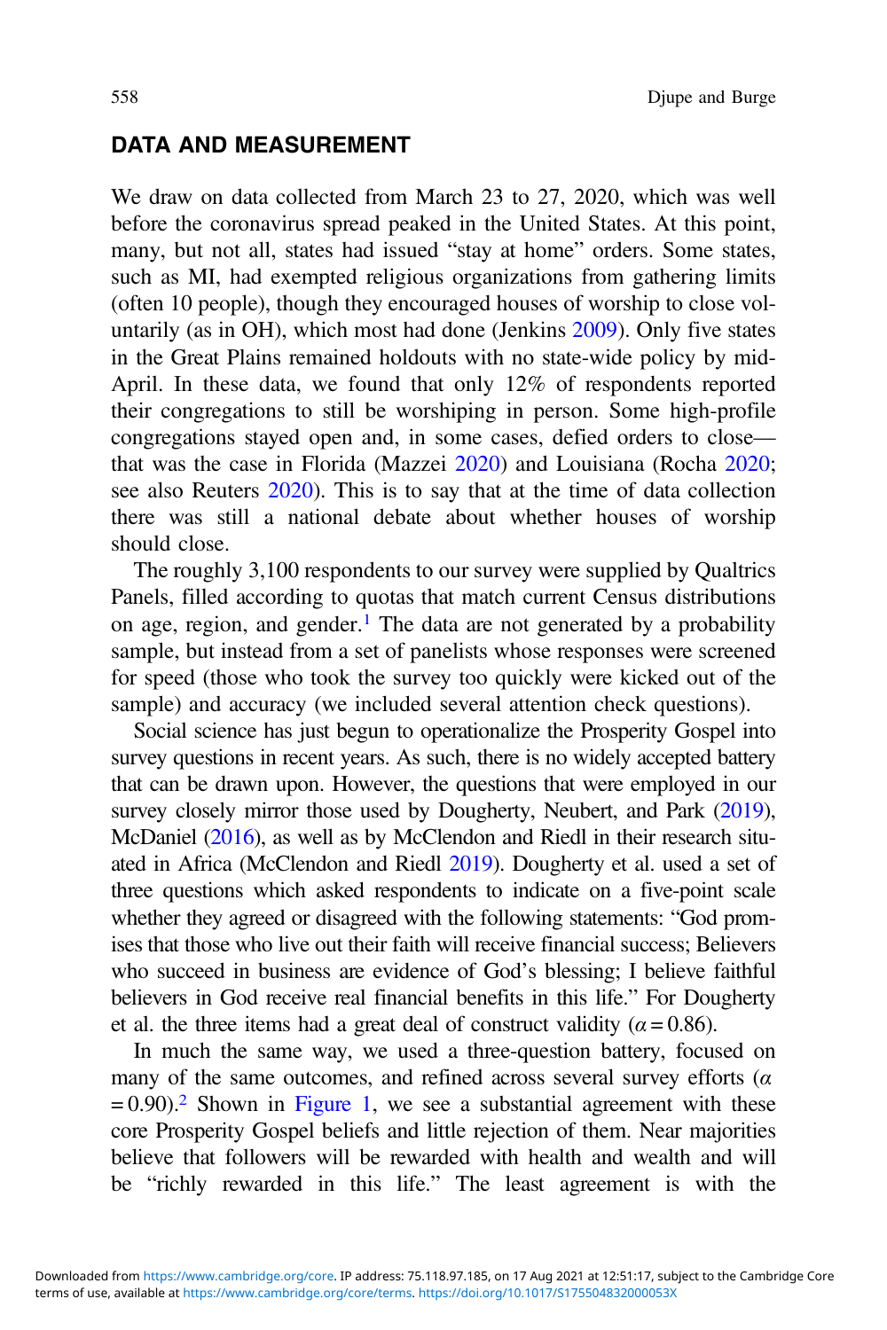## DATA AND MEASUREMENT

We draw on data collected from March 23 to 27, 2020, which was well before the coronavirus spread peaked in the United States. At this point, many, but not all, states had issued "stay at home" orders. Some states, such as MI, had exempted religious organizations from gathering limits (often 10 people), though they encouraged houses of worship to close voluntarily (as in OH), which most had done (Jenkins 2009). Only five states in the Great Plains remained holdouts with no state-wide policy by mid-April. In these data, we found that only 12% of respondents reported their congregations to still be worshiping in person. Some high-profile congregations stayed open and, in some cases, defied orders to close—that was the case in Florida (Mazzei 2020) and Louisiana (Rocha 2020; see also Reuters 2020). This is to say that at the time of data collection there was still a national debate about whether houses of worship should close.

The roughly 3,100 respondents to our survey were supplied by Qualtrics Panels, filled according to quotas that match current Census distributions on age, region, and gender.[1] The data are not generated by a probability sample, but instead from a set of panelists whose responses were screened for speed (those who took the survey too quickly were kicked out of the sample) and accuracy (we included several attention check questions).

Social science has just begun to operationalize the Prosperity Gospel into survey questions in recent years. As such, there is no widely accepted battery that can be drawn upon. However, the questions that were employed in our survey closely mirror those used by Dougherty, Neubert, and Park (2019), McDaniel (2016), as well as by McClendon and Riedl in their research situated in Africa (McClendon and Riedl 2019). Dougherty et al. used a set of three questions which asked respondents to indicate on a five-point scale whether they agreed or disagreed with the following statements: "God promises that those who live out their faith will receive financial success; Believers who succeed in business are evidence of God's blessing; I believe faithful believers in God receive real financial benefits in this life." For Dougherty et al. the three items had a great deal of construct validity ($\alpha = 0.86$).

In much the same way, we used a three-question battery, focused on many of the same outcomes, and refined across several survey efforts ($\alpha = 0.90$).[2] Shown in Figure 1, we see a substantial agreement with these core Prosperity Gospel beliefs and little rejection of them. Near majorities believe that followers will be rewarded with health and wealth and will be "richly rewarded in this life." The least agreement is with the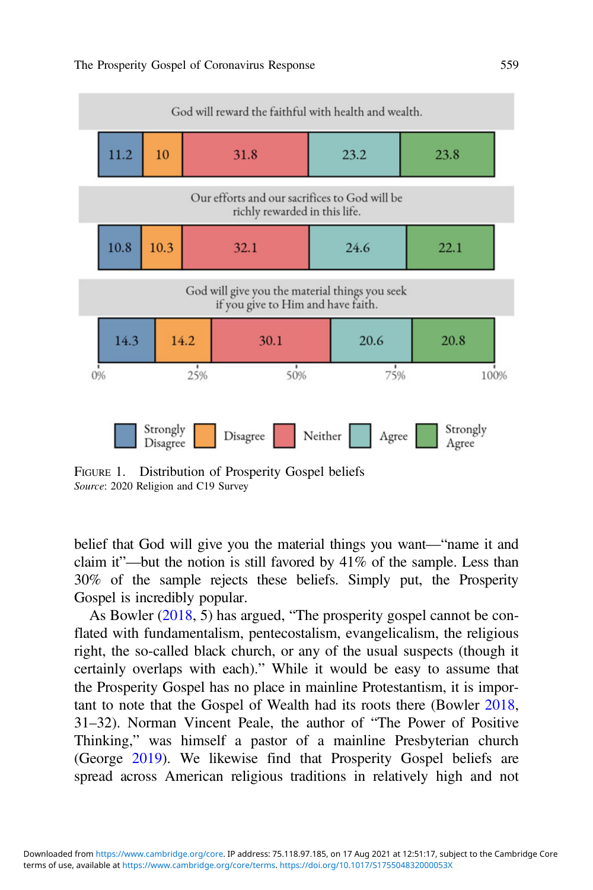| Statement | Strongly Disagree | Disagree | Neither | Agree | Strongly Agree |
|---|---|---|---|---|---|
| God will reward the faithful with health and wealth. | 11.2 | 10 | 31.8 | 23.2 | 23.8 |
| Our efforts and our sacrifices to God will be richly rewarded in this life. | 10.8 | 10.3 | 32.1 | 24.6 | 22.1 |
| God will give you the material things you seek if you give to Him and have faith. | 14.3 | 14.2 | 30.1 | 20.6 | 20.8 |

FIGURE 1. Distribution of Prosperity Gospel beliefs
*Source*: 2020 Religion and C19 Survey

belief that God will give you the material things you want—"name it and claim it"—but the notion is still favored by 41% of the sample. Less than 30% of the sample rejects these beliefs. Simply put, the Prosperity Gospel is incredibly popular.

As Bowler (2018, 5) has argued, "The prosperity gospel cannot be conflated with fundamentalism, pentecostalism, evangelicalism, the religious right, the so-called black church, or any of the usual suspects (though it certainly overlaps with each)." While it would be easy to assume that the Prosperity Gospel has no place in mainline Protestantism, it is important to note that the Gospel of Wealth had its roots there (Bowler 2018, 31–32). Norman Vincent Peale, the author of "The Power of Positive Thinking," was himself a pastor of a mainline Presbyterian church (George 2019). We likewise find that Prosperity Gospel beliefs are spread across American religious traditions in relatively high and not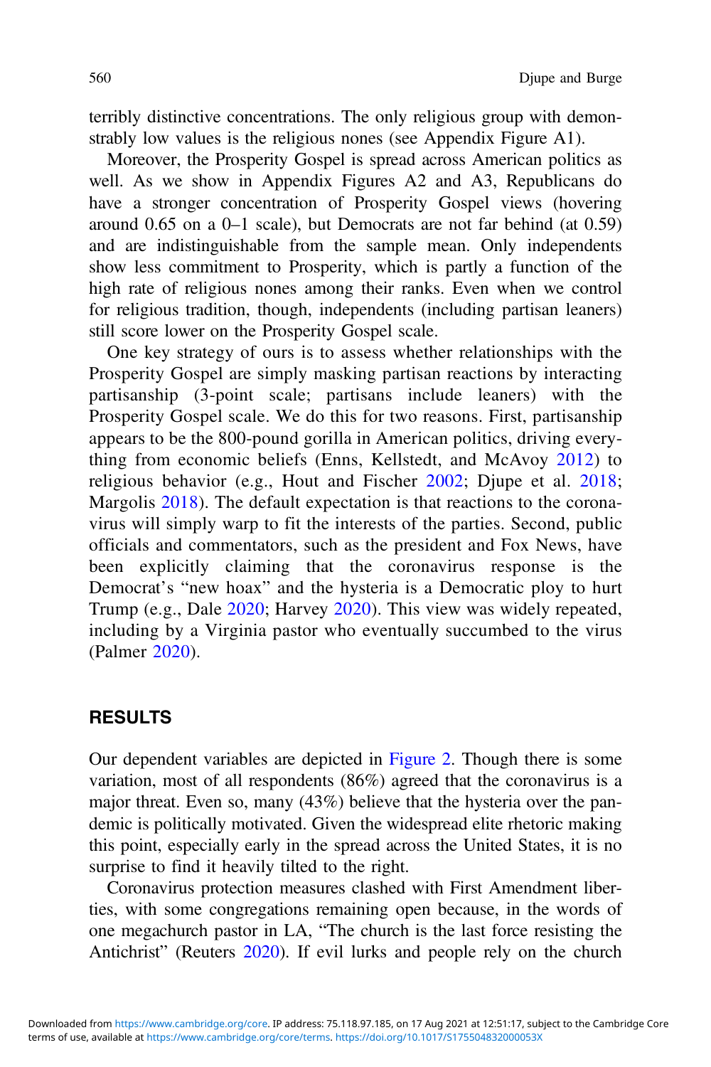terribly distinctive concentrations. The only religious group with demonstrably low values is the religious nones (see Appendix Figure A1).

Moreover, the Prosperity Gospel is spread across American politics as well. As we show in Appendix Figures A2 and A3, Republicans do have a stronger concentration of Prosperity Gospel views (hovering around 0.65 on a 0–1 scale), but Democrats are not far behind (at 0.59) and are indistinguishable from the sample mean. Only independents show less commitment to Prosperity, which is partly a function of the high rate of religious nones among their ranks. Even when we control for religious tradition, though, independents (including partisan leaners) still score lower on the Prosperity Gospel scale.

One key strategy of ours is to assess whether relationships with the Prosperity Gospel are simply masking partisan reactions by interacting partisanship (3-point scale; partisans include leaners) with the Prosperity Gospel scale. We do this for two reasons. First, partisanship appears to be the 800-pound gorilla in American politics, driving everything from economic beliefs (Enns, Kellstedt, and McAvoy 2012) to religious behavior (e.g., Hout and Fischer 2002; Djupe et al. 2018; Margolis 2018). The default expectation is that reactions to the coronavirus will simply warp to fit the interests of the parties. Second, public officials and commentators, such as the president and Fox News, have been explicitly claiming that the coronavirus response is the Democrat's "new hoax" and the hysteria is a Democratic ploy to hurt Trump (e.g., Dale 2020; Harvey 2020). This view was widely repeated, including by a Virginia pastor who eventually succumbed to the virus (Palmer 2020).

## RESULTS

Our dependent variables are depicted in Figure 2. Though there is some variation, most of all respondents (86%) agreed that the coronavirus is a major threat. Even so, many (43%) believe that the hysteria over the pandemic is politically motivated. Given the widespread elite rhetoric making this point, especially early in the spread across the United States, it is no surprise to find it heavily tilted to the right.

Coronavirus protection measures clashed with First Amendment liberties, with some congregations remaining open because, in the words of one megachurch pastor in LA, "The church is the last force resisting the Antichrist" (Reuters 2020). If evil lurks and people rely on the church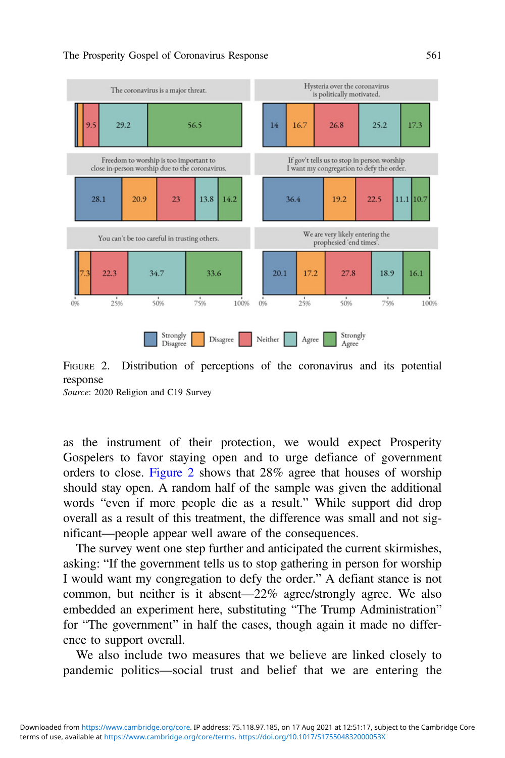| Statement | Strongly Disagree | Disagree | Neither | Agree | Strongly Agree |
|---|---|---|---|---|---|
| The coronavirus is a major threat. | | | 9.5 | 29.2 | 56.5 |
| Hysteria over the coronavirus is politically motivated. | 14 | 16.7 | 26.8 | 25.2 | 17.3 |
| Freedom to worship is too important to close in-person worship due to the coronavirus. | 28.1 | 20.9 | 23 | 13.8 | 14.2 |
| If gov't tells us to stop in person worship I want my congregation to defy the order. | 36.4 | 19.2 | 22.5 | 11.1 | 10.7 |
| You can't be too careful in trusting others. | | 7.3 | 22.3 | 34.7 | 33.6 |
| We are very likely entering the prophesied 'end times'. | 20.1 | 17.2 | 27.8 | 18.9 | 16.1 |

FIGURE 2. Distribution of perceptions of the coronavirus and its potential response

*Source*: 2020 Religion and C19 Survey

as the instrument of their protection, we would expect Prosperity Gospelers to favor staying open and to urge defiance of government orders to close. Figure 2 shows that 28% agree that houses of worship should stay open. A random half of the sample was given the additional words "even if more people die as a result." While support did drop overall as a result of this treatment, the difference was small and not significant—people appear well aware of the consequences.

The survey went one step further and anticipated the current skirmishes, asking: "If the government tells us to stop gathering in person for worship I would want my congregation to defy the order." A defiant stance is not common, but neither is it absent—22% agree/strongly agree. We also embedded an experiment here, substituting "The Trump Administration" for "The government" in half the cases, though again it made no difference to support overall.

We also include two measures that we believe are linked closely to pandemic politics—social trust and belief that we are entering the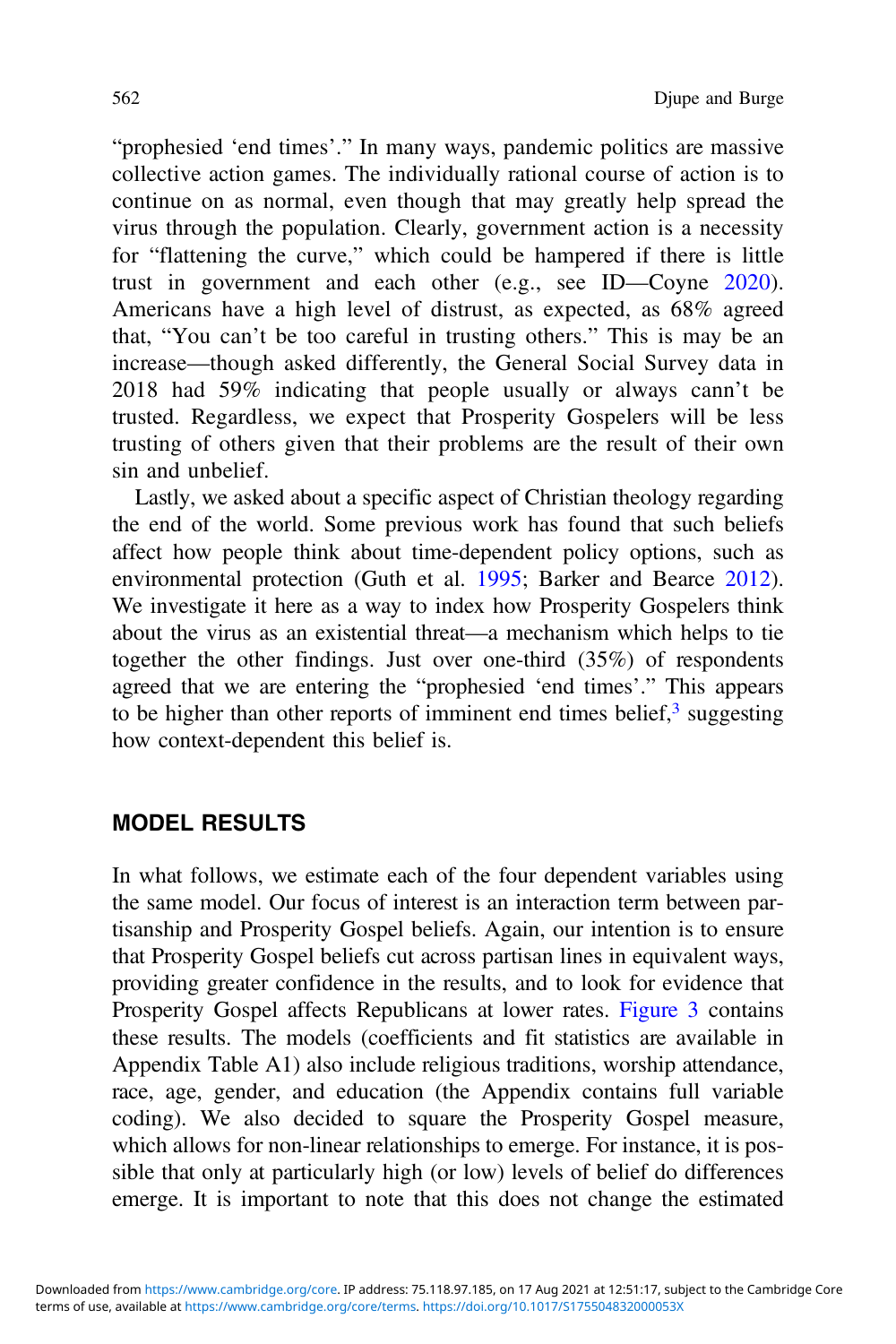"prophesied 'end times'." In many ways, pandemic politics are massive collective action games. The individually rational course of action is to continue on as normal, even though that may greatly help spread the virus through the population. Clearly, government action is a necessity for "flattening the curve," which could be hampered if there is little trust in government and each other (e.g., see ID—Coyne 2020). Americans have a high level of distrust, as expected, as 68% agreed that, "You can't be too careful in trusting others." This is may be an increase—though asked differently, the General Social Survey data in 2018 had 59% indicating that people usually or always cann't be trusted. Regardless, we expect that Prosperity Gospelers will be less trusting of others given that their problems are the result of their own sin and unbelief.

Lastly, we asked about a specific aspect of Christian theology regarding the end of the world. Some previous work has found that such beliefs affect how people think about time-dependent policy options, such as environmental protection (Guth et al. 1995; Barker and Bearce 2012). We investigate it here as a way to index how Prosperity Gospelers think about the virus as an existential threat—a mechanism which helps to tie together the other findings. Just over one-third (35%) of respondents agreed that we are entering the "prophesied 'end times'." This appears to be higher than other reports of imminent end times belief,[3] suggesting how context-dependent this belief is.

## MODEL RESULTS

In what follows, we estimate each of the four dependent variables using the same model. Our focus of interest is an interaction term between partisanship and Prosperity Gospel beliefs. Again, our intention is to ensure that Prosperity Gospel beliefs cut across partisan lines in equivalent ways, providing greater confidence in the results, and to look for evidence that Prosperity Gospel affects Republicans at lower rates. Figure 3 contains these results. The models (coefficients and fit statistics are available in Appendix Table A1) also include religious traditions, worship attendance, race, age, gender, and education (the Appendix contains full variable coding). We also decided to square the Prosperity Gospel measure, which allows for non-linear relationships to emerge. For instance, it is possible that only at particularly high (or low) levels of belief do differences emerge. It is important to note that this does not change the estimated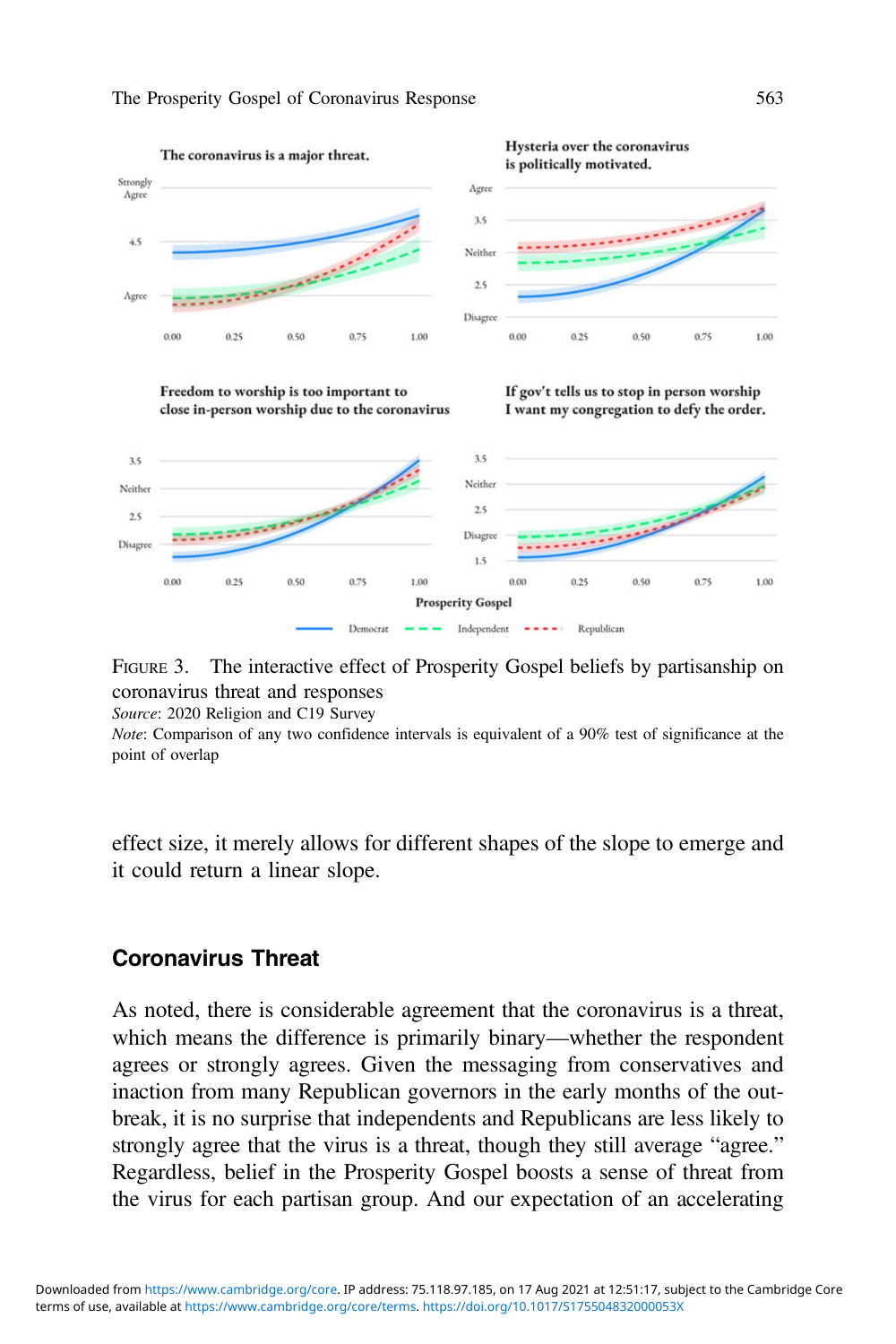FIGURE 3. The interactive effect of Prosperity Gospel beliefs by partisanship on coronavirus threat and responses

*Source*: 2020 Religion and C19 Survey

*Note*: Comparison of any two confidence intervals is equivalent of a 90% test of significance at the point of overlap

effect size, it merely allows for different shapes of the slope to emerge and it could return a linear slope.

## Coronavirus Threat

As noted, there is considerable agreement that the coronavirus is a threat, which means the difference is primarily binary—whether the respondent agrees or strongly agrees. Given the messaging from conservatives and inaction from many Republican governors in the early months of the outbreak, it is no surprise that independents and Republicans are less likely to strongly agree that the virus is a threat, though they still average "agree." Regardless, belief in the Prosperity Gospel boosts a sense of threat from the virus for each partisan group. And our expectation of an accelerating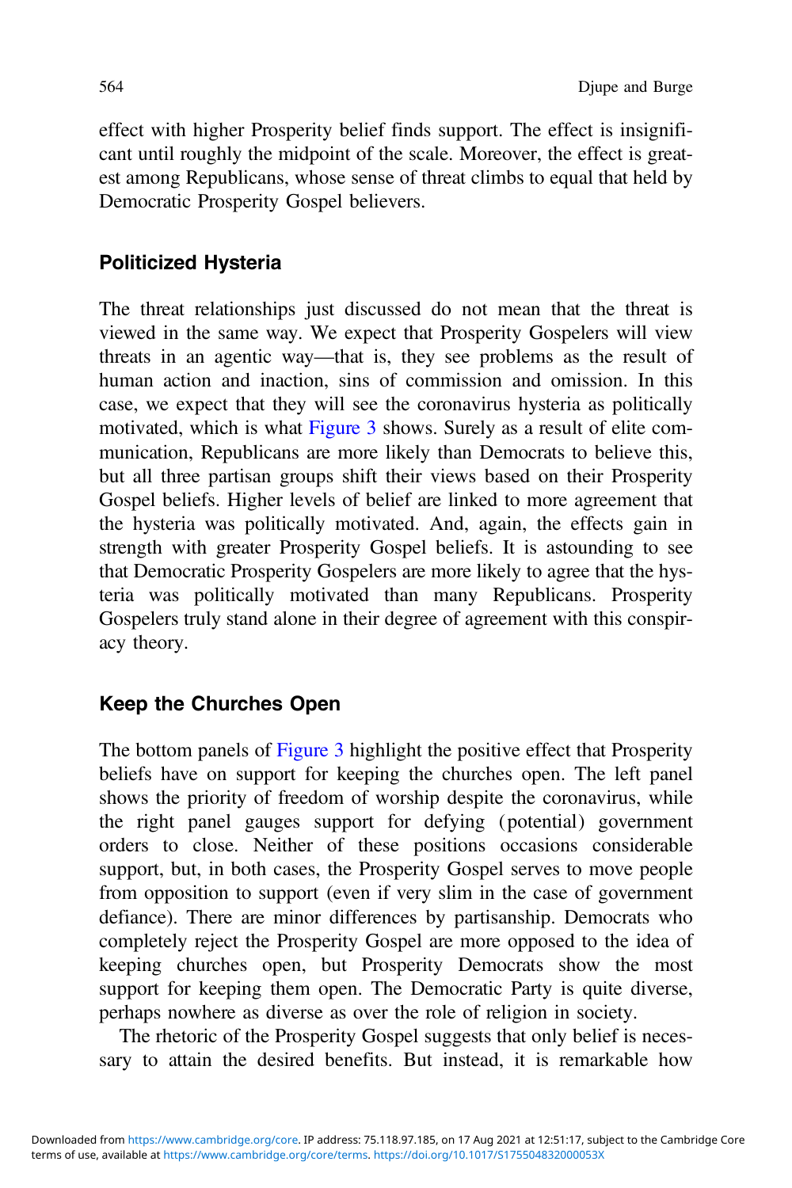effect with higher Prosperity belief finds support. The effect is insignificant until roughly the midpoint of the scale. Moreover, the effect is greatest among Republicans, whose sense of threat climbs to equal that held by Democratic Prosperity Gospel believers.

## Politicized Hysteria

The threat relationships just discussed do not mean that the threat is viewed in the same way. We expect that Prosperity Gospelers will view threats in an agentic way—that is, they see problems as the result of human action and inaction, sins of commission and omission. In this case, we expect that they will see the coronavirus hysteria as politically motivated, which is what Figure 3 shows. Surely as a result of elite communication, Republicans are more likely than Democrats to believe this, but all three partisan groups shift their views based on their Prosperity Gospel beliefs. Higher levels of belief are linked to more agreement that the hysteria was politically motivated. And, again, the effects gain in strength with greater Prosperity Gospel beliefs. It is astounding to see that Democratic Prosperity Gospelers are more likely to agree that the hysteria was politically motivated than many Republicans. Prosperity Gospelers truly stand alone in their degree of agreement with this conspiracy theory.

## Keep the Churches Open

The bottom panels of Figure 3 highlight the positive effect that Prosperity beliefs have on support for keeping the churches open. The left panel shows the priority of freedom of worship despite the coronavirus, while the right panel gauges support for defying (potential) government orders to close. Neither of these positions occasions considerable support, but, in both cases, the Prosperity Gospel serves to move people from opposition to support (even if very slim in the case of government defiance). There are minor differences by partisanship. Democrats who completely reject the Prosperity Gospel are more opposed to the idea of keeping churches open, but Prosperity Democrats show the most support for keeping them open. The Democratic Party is quite diverse, perhaps nowhere as diverse as over the role of religion in society.

The rhetoric of the Prosperity Gospel suggests that only belief is necessary to attain the desired benefits. But instead, it is remarkable how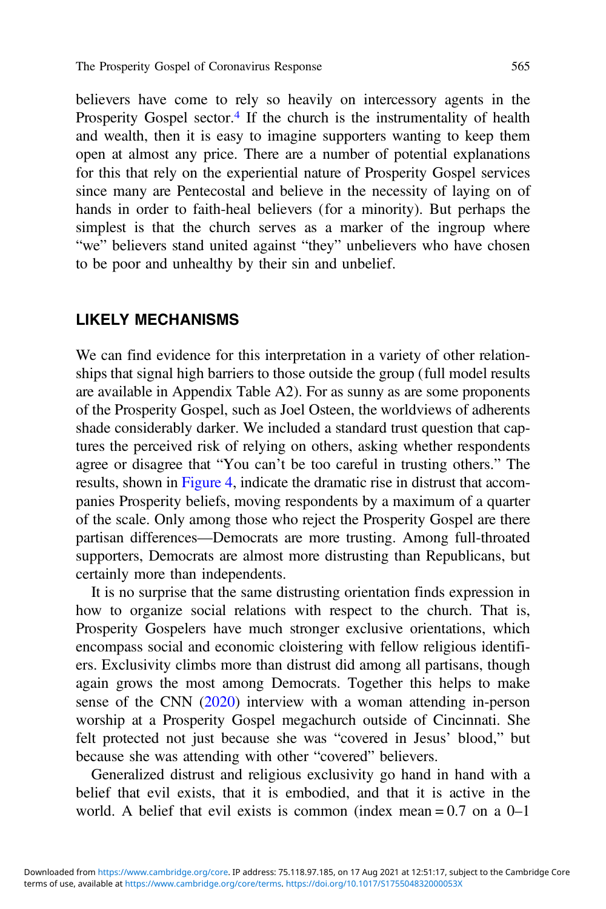believers have come to rely so heavily on intercessory agents in the Prosperity Gospel sector.[4] If the church is the instrumentality of health and wealth, then it is easy to imagine supporters wanting to keep them open at almost any price. There are a number of potential explanations for this that rely on the experiential nature of Prosperity Gospel services since many are Pentecostal and believe in the necessity of laying on of hands in order to faith-heal believers (for a minority). But perhaps the simplest is that the church serves as a marker of the ingroup where "we" believers stand united against "they" unbelievers who have chosen to be poor and unhealthy by their sin and unbelief.

## LIKELY MECHANISMS

We can find evidence for this interpretation in a variety of other relationships that signal high barriers to those outside the group (full model results are available in Appendix Table A2). For as sunny as are some proponents of the Prosperity Gospel, such as Joel Osteen, the worldviews of adherents shade considerably darker. We included a standard trust question that captures the perceived risk of relying on others, asking whether respondents agree or disagree that "You can't be too careful in trusting others." The results, shown in Figure 4, indicate the dramatic rise in distrust that accompanies Prosperity beliefs, moving respondents by a maximum of a quarter of the scale. Only among those who reject the Prosperity Gospel are there partisan differences—Democrats are more trusting. Among full-throated supporters, Democrats are almost more distrusting than Republicans, but certainly more than independents.

It is no surprise that the same distrusting orientation finds expression in how to organize social relations with respect to the church. That is, Prosperity Gospelers have much stronger exclusive orientations, which encompass social and economic cloistering with fellow religious identifiers. Exclusivity climbs more than distrust did among all partisans, though again grows the most among Democrats. Together this helps to make sense of the CNN (2020) interview with a woman attending in-person worship at a Prosperity Gospel megachurch outside of Cincinnati. She felt protected not just because she was "covered in Jesus' blood," but because she was attending with other "covered" believers.

Generalized distrust and religious exclusivity go hand in hand with a belief that evil exists, that it is embodied, and that it is active in the world. A belief that evil exists is common (index mean = 0.7 on a 0–1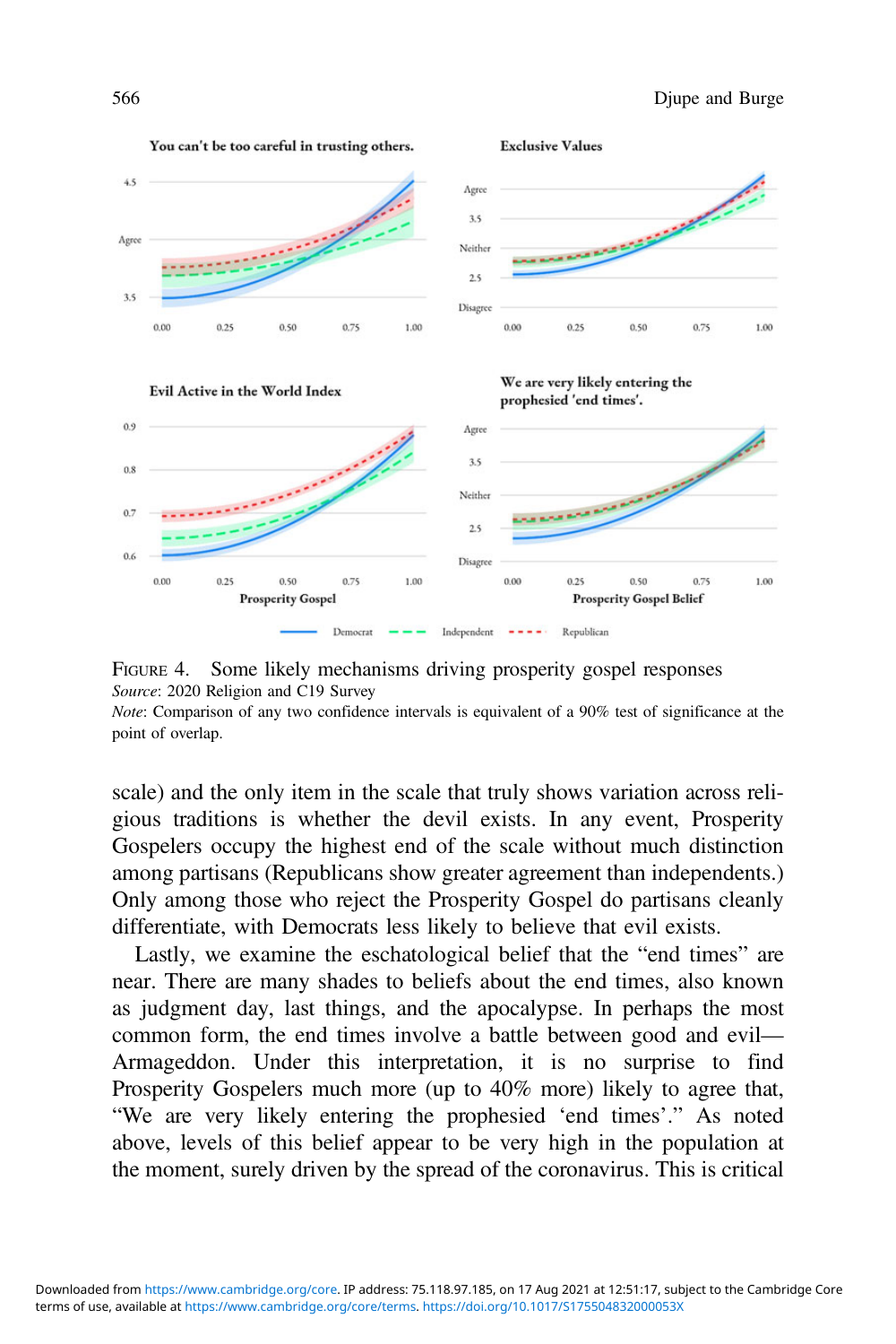FIGURE 4. Some likely mechanisms driving prosperity gospel responses

*Source*: 2020 Religion and C19 Survey

*Note*: Comparison of any two confidence intervals is equivalent of a 90% test of significance at the point of overlap.

scale) and the only item in the scale that truly shows variation across religious traditions is whether the devil exists. In any event, Prosperity Gospelers occupy the highest end of the scale without much distinction among partisans (Republicans show greater agreement than independents.) Only among those who reject the Prosperity Gospel do partisans cleanly differentiate, with Democrats less likely to believe that evil exists.

Lastly, we examine the eschatological belief that the "end times" are near. There are many shades to beliefs about the end times, also known as judgment day, last things, and the apocalypse. In perhaps the most common form, the end times involve a battle between good and evil—Armageddon. Under this interpretation, it is no surprise to find Prosperity Gospelers much more (up to 40% more) likely to agree that, "We are very likely entering the prophesied 'end times'." As noted above, levels of this belief appear to be very high in the population at the moment, surely driven by the spread of the coronavirus. This is critical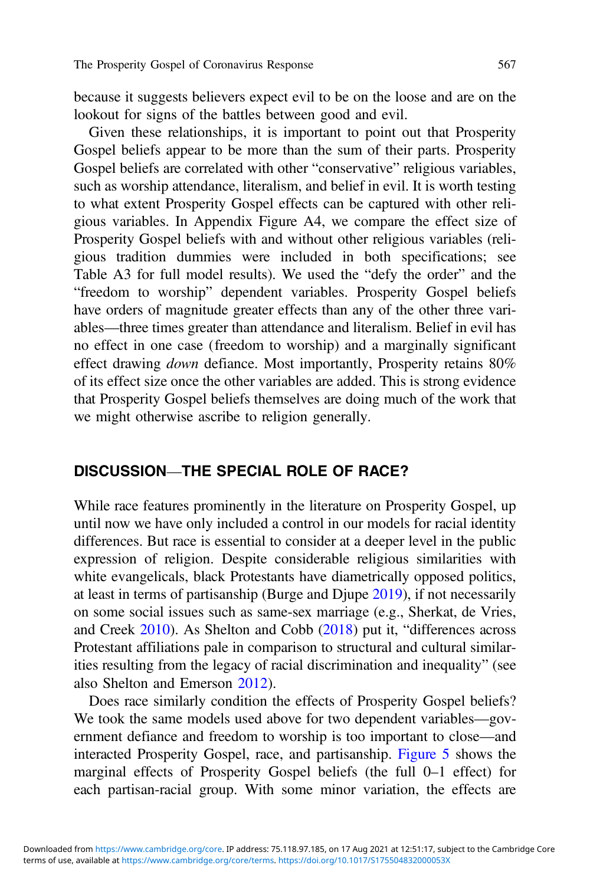because it suggests believers expect evil to be on the loose and are on the lookout for signs of the battles between good and evil.

Given these relationships, it is important to point out that Prosperity Gospel beliefs appear to be more than the sum of their parts. Prosperity Gospel beliefs are correlated with other "conservative" religious variables, such as worship attendance, literalism, and belief in evil. It is worth testing to what extent Prosperity Gospel effects can be captured with other religious variables. In Appendix Figure A4, we compare the effect size of Prosperity Gospel beliefs with and without other religious variables (religious tradition dummies were included in both specifications; see Table A3 for full model results). We used the "defy the order" and the "freedom to worship" dependent variables. Prosperity Gospel beliefs have orders of magnitude greater effects than any of the other three variables—three times greater than attendance and literalism. Belief in evil has no effect in one case (freedom to worship) and a marginally significant effect drawing *down* defiance. Most importantly, Prosperity retains 80% of its effect size once the other variables are added. This is strong evidence that Prosperity Gospel beliefs themselves are doing much of the work that we might otherwise ascribe to religion generally.

## DISCUSSION—THE SPECIAL ROLE OF RACE?

While race features prominently in the literature on Prosperity Gospel, up until now we have only included a control in our models for racial identity differences. But race is essential to consider at a deeper level in the public expression of religion. Despite considerable religious similarities with white evangelicals, black Protestants have diametrically opposed politics, at least in terms of partisanship (Burge and Djupe 2019), if not necessarily on some social issues such as same-sex marriage (e.g., Sherkat, de Vries, and Creek 2010). As Shelton and Cobb (2018) put it, "differences across Protestant affiliations pale in comparison to structural and cultural similarities resulting from the legacy of racial discrimination and inequality" (see also Shelton and Emerson 2012).

Does race similarly condition the effects of Prosperity Gospel beliefs? We took the same models used above for two dependent variables—government defiance and freedom to worship is too important to close—and interacted Prosperity Gospel, race, and partisanship. Figure 5 shows the marginal effects of Prosperity Gospel beliefs (the full 0–1 effect) for each partisan-racial group. With some minor variation, the effects are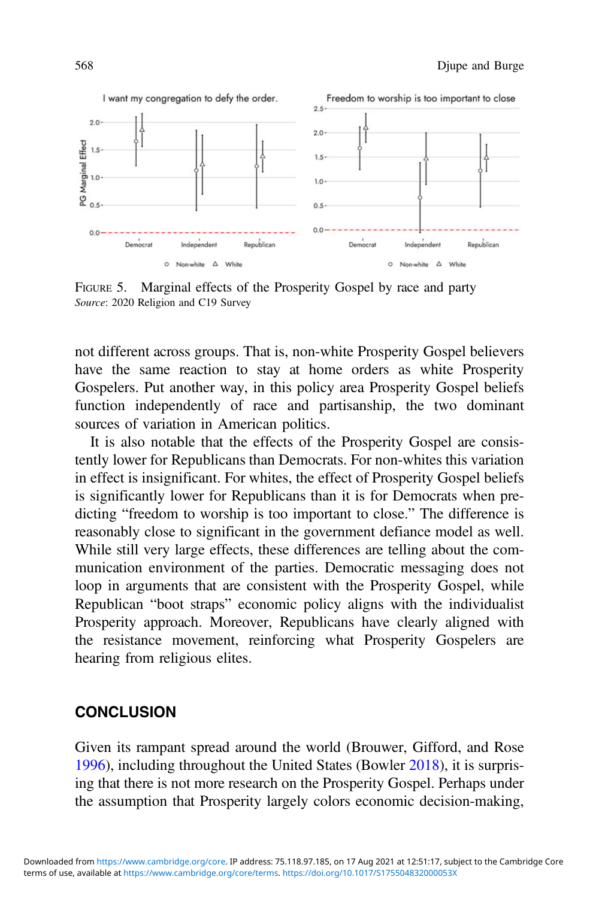FIGURE 5. Marginal effects of the Prosperity Gospel by race and party
*Source*: 2020 Religion and C19 Survey

not different across groups. That is, non-white Prosperity Gospel believers have the same reaction to stay at home orders as white Prosperity Gospelers. Put another way, in this policy area Prosperity Gospel beliefs function independently of race and partisanship, the two dominant sources of variation in American politics.

It is also notable that the effects of the Prosperity Gospel are consistently lower for Republicans than Democrats. For non-whites this variation in effect is insignificant. For whites, the effect of Prosperity Gospel beliefs is significantly lower for Republicans than it is for Democrats when predicting "freedom to worship is too important to close." The difference is reasonably close to significant in the government defiance model as well. While still very large effects, these differences are telling about the communication environment of the parties. Democratic messaging does not loop in arguments that are consistent with the Prosperity Gospel, while Republican "boot straps" economic policy aligns with the individualist Prosperity approach. Moreover, Republicans have clearly aligned with the resistance movement, reinforcing what Prosperity Gospelers are hearing from religious elites.

## CONCLUSION

Given its rampant spread around the world (Brouwer, Gifford, and Rose 1996), including throughout the United States (Bowler 2018), it is surprising that there is not more research on the Prosperity Gospel. Perhaps under the assumption that Prosperity largely colors economic decision-making,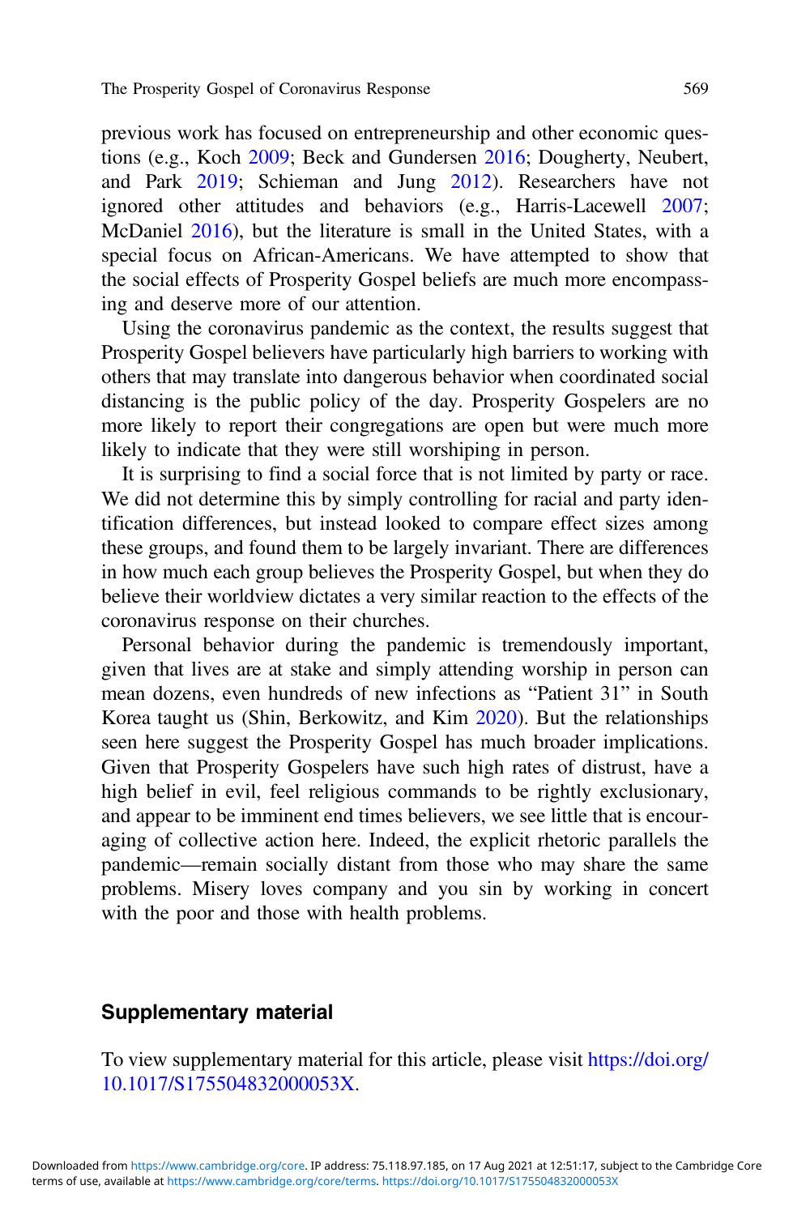previous work has focused on entrepreneurship and other economic questions (e.g., Koch 2009; Beck and Gundersen 2016; Dougherty, Neubert, and Park 2019; Schieman and Jung 2012). Researchers have not ignored other attitudes and behaviors (e.g., Harris-Lacewell 2007; McDaniel 2016), but the literature is small in the United States, with a special focus on African-Americans. We have attempted to show that the social effects of Prosperity Gospel beliefs are much more encompassing and deserve more of our attention.

Using the coronavirus pandemic as the context, the results suggest that Prosperity Gospel believers have particularly high barriers to working with others that may translate into dangerous behavior when coordinated social distancing is the public policy of the day. Prosperity Gospelers are no more likely to report their congregations are open but were much more likely to indicate that they were still worshiping in person.

It is surprising to find a social force that is not limited by party or race. We did not determine this by simply controlling for racial and party identification differences, but instead looked to compare effect sizes among these groups, and found them to be largely invariant. There are differences in how much each group believes the Prosperity Gospel, but when they do believe their worldview dictates a very similar reaction to the effects of the coronavirus response on their churches.

Personal behavior during the pandemic is tremendously important, given that lives are at stake and simply attending worship in person can mean dozens, even hundreds of new infections as "Patient 31" in South Korea taught us (Shin, Berkowitz, and Kim 2020). But the relationships seen here suggest the Prosperity Gospel has much broader implications. Given that Prosperity Gospelers have such high rates of distrust, have a high belief in evil, feel religious commands to be rightly exclusionary, and appear to be imminent end times believers, we see little that is encouraging of collective action here. Indeed, the explicit rhetoric parallels the pandemic—remain socially distant from those who may share the same problems. Misery loves company and you sin by working in concert with the poor and those with health problems.

## Supplementary material

To view supplementary material for this article, please visit https://doi.org/10.1017/S175504832000053X.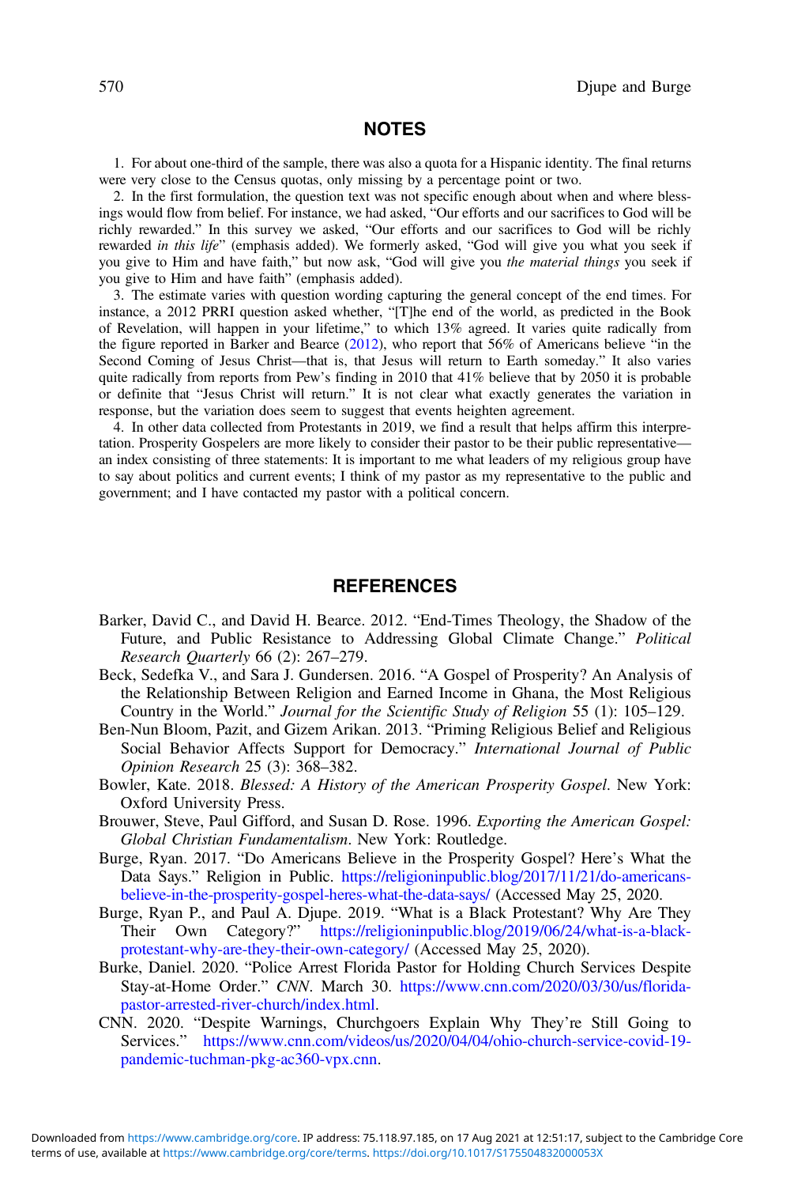## NOTES

1. For about one-third of the sample, there was also a quota for a Hispanic identity. The final returns were very close to the Census quotas, only missing by a percentage point or two.

2. In the first formulation, the question text was not specific enough about when and where blessings would flow from belief. For instance, we had asked, "Our efforts and our sacrifices to God will be richly rewarded." In this survey we asked, "Our efforts and our sacrifices to God will be richly rewarded *in this life*" (emphasis added). We formerly asked, "God will give you what you seek if you give to Him and have faith," but now ask, "God will give you *the material things* you seek if you give to Him and have faith" (emphasis added).

3. The estimate varies with question wording capturing the general concept of the end times. For instance, a 2012 PRRI question asked whether, "[T]he end of the world, as predicted in the Book of Revelation, will happen in your lifetime," to which 13% agreed. It varies quite radically from the figure reported in Barker and Bearce (2012), who report that 56% of Americans believe "in the Second Coming of Jesus Christ—that is, that Jesus will return to Earth someday." It also varies quite radically from reports from Pew's finding in 2010 that 41% believe that by 2050 it is probable or definite that "Jesus Christ will return." It is not clear what exactly generates the variation in response, but the variation does seem to suggest that events heighten agreement.

4. In other data collected from Protestants in 2019, we find a result that helps affirm this interpretation. Prosperity Gospelers are more likely to consider their pastor to be their public representative—an index consisting of three statements: It is important to me what leaders of my religious group have to say about politics and current events; I think of my pastor as my representative to the public and government; and I have contacted my pastor with a political concern.

## REFERENCES

Barker, David C., and David H. Bearce. 2012. "End-Times Theology, the Shadow of the Future, and Public Resistance to Addressing Global Climate Change." *Political Research Quarterly* 66 (2): 267–279.

Beck, Sedefka V., and Sara J. Gundersen. 2016. "A Gospel of Prosperity? An Analysis of the Relationship Between Religion and Earned Income in Ghana, the Most Religious Country in the World." *Journal for the Scientific Study of Religion* 55 (1): 105–129.

Ben-Nun Bloom, Pazit, and Gizem Arikan. 2013. "Priming Religious Belief and Religious Social Behavior Affects Support for Democracy." *International Journal of Public Opinion Research* 25 (3): 368–382.

Bowler, Kate. 2018. *Blessed: A History of the American Prosperity Gospel*. New York: Oxford University Press.

Brouwer, Steve, Paul Gifford, and Susan D. Rose. 1996. *Exporting the American Gospel: Global Christian Fundamentalism*. New York: Routledge.

Burge, Ryan. 2017. "Do Americans Believe in the Prosperity Gospel? Here's What the Data Says." Religion in Public. https://religioninpublic.blog/2017/11/21/do-americans-believe-in-the-prosperity-gospel-heres-what-the-data-says/ (Accessed May 25, 2020.

Burge, Ryan P., and Paul A. Djupe. 2019. "What is a Black Protestant? Why Are They Their Own Category?" https://religioninpublic.blog/2019/06/24/what-is-a-black-protestant-why-are-they-their-own-category/ (Accessed May 25, 2020).

Burke, Daniel. 2020. "Police Arrest Florida Pastor for Holding Church Services Despite Stay-at-Home Order." *CNN*. March 30. https://www.cnn.com/2020/03/30/us/florida-pastor-arrested-river-church/index.html.

CNN. 2020. "Despite Warnings, Churchgoers Explain Why They're Still Going to Services." https://www.cnn.com/videos/us/2020/04/04/ohio-church-service-covid-19-pandemic-tuchman-pkg-ac360-vpx.cnn.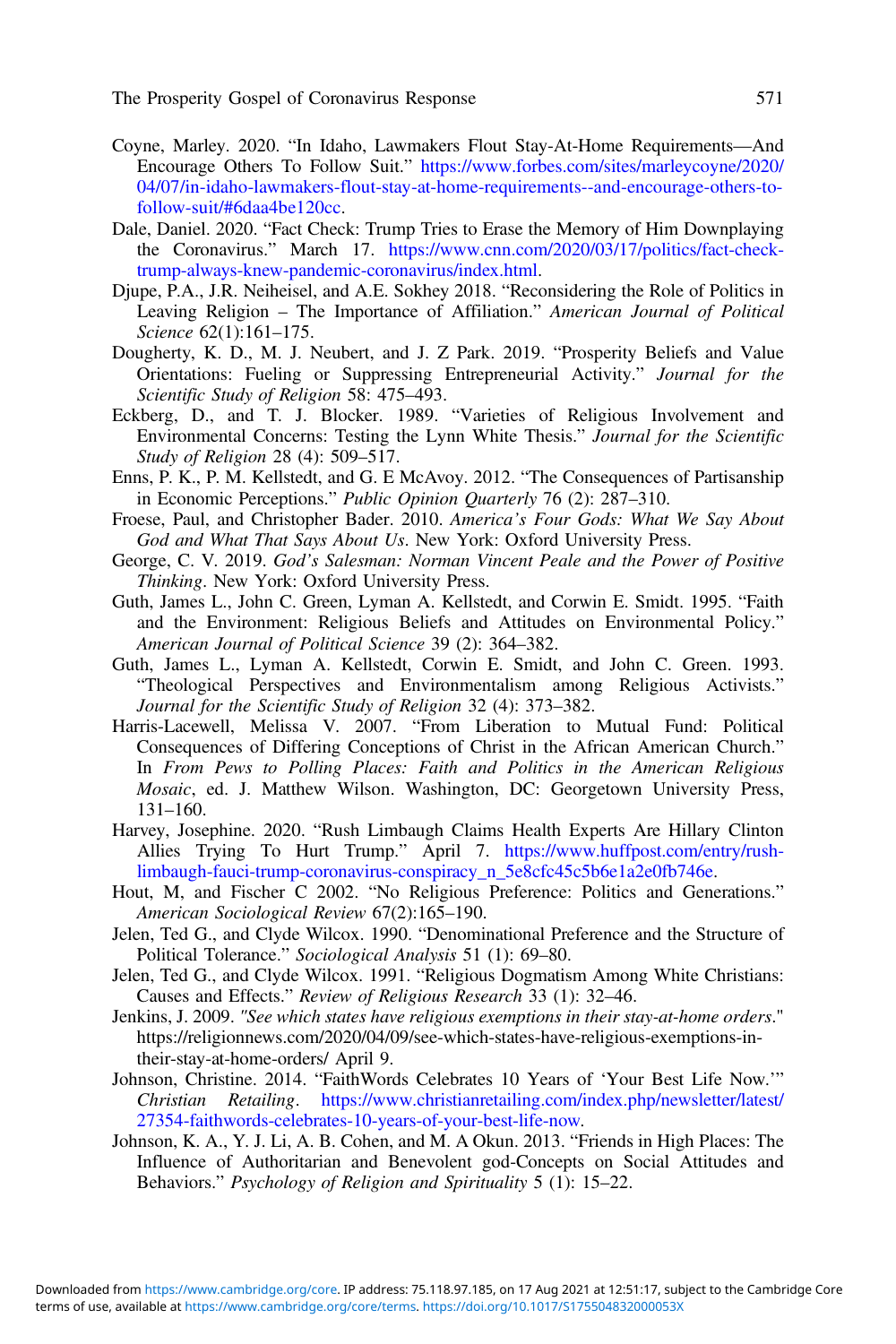Coyne, Marley. 2020. "In Idaho, Lawmakers Flout Stay-At-Home Requirements—And Encourage Others To Follow Suit." https://www.forbes.com/sites/marleycoyne/2020/04/07/in-idaho-lawmakers-flout-stay-at-home-requirements--and-encourage-others-to-follow-suit/#6daa4be120cc.

Dale, Daniel. 2020. "Fact Check: Trump Tries to Erase the Memory of Him Downplaying the Coronavirus." March 17. https://www.cnn.com/2020/03/17/politics/fact-check-trump-always-knew-pandemic-coronavirus/index.html.

Djupe, P.A., J.R. Neiheisel, and A.E. Sokhey 2018. "Reconsidering the Role of Politics in Leaving Religion – The Importance of Affiliation." *American Journal of Political Science* 62(1):161–175.

Dougherty, K. D., M. J. Neubert, and J. Z Park. 2019. "Prosperity Beliefs and Value Orientations: Fueling or Suppressing Entrepreneurial Activity." *Journal for the Scientific Study of Religion* 58: 475–493.

Eckberg, D., and T. J. Blocker. 1989. "Varieties of Religious Involvement and Environmental Concerns: Testing the Lynn White Thesis." *Journal for the Scientific Study of Religion* 28 (4): 509–517.

Enns, P. K., P. M. Kellstedt, and G. E McAvoy. 2012. "The Consequences of Partisanship in Economic Perceptions." *Public Opinion Quarterly* 76 (2): 287–310.

Froese, Paul, and Christopher Bader. 2010. *America's Four Gods: What We Say About God and What That Says About Us*. New York: Oxford University Press.

George, C. V. 2019. *God's Salesman: Norman Vincent Peale and the Power of Positive Thinking*. New York: Oxford University Press.

Guth, James L., John C. Green, Lyman A. Kellstedt, and Corwin E. Smidt. 1995. "Faith and the Environment: Religious Beliefs and Attitudes on Environmental Policy." *American Journal of Political Science* 39 (2): 364–382.

Guth, James L., Lyman A. Kellstedt, Corwin E. Smidt, and John C. Green. 1993. "Theological Perspectives and Environmentalism among Religious Activists." *Journal for the Scientific Study of Religion* 32 (4): 373–382.

Harris-Lacewell, Melissa V. 2007. "From Liberation to Mutual Fund: Political Consequences of Differing Conceptions of Christ in the African American Church." In *From Pews to Polling Places: Faith and Politics in the American Religious Mosaic*, ed. J. Matthew Wilson. Washington, DC: Georgetown University Press, 131–160.

Harvey, Josephine. 2020. "Rush Limbaugh Claims Health Experts Are Hillary Clinton Allies Trying To Hurt Trump." April 7. https://www.huffpost.com/entry/rush-limbaugh-fauci-trump-coronavirus-conspiracy_n_5e8cfc45c5b6e1a2e0fb746e.

Hout, M, and Fischer C 2002. "No Religious Preference: Politics and Generations." *American Sociological Review* 67(2):165–190.

Jelen, Ted G., and Clyde Wilcox. 1990. "Denominational Preference and the Structure of Political Tolerance." *Sociological Analysis* 51 (1): 69–80.

Jelen, Ted G., and Clyde Wilcox. 1991. "Religious Dogmatism Among White Christians: Causes and Effects." *Review of Religious Research* 33 (1): 32–46.

Jenkins, J. 2009. *"See which states have religious exemptions in their stay-at-home orders*." https://religionnews.com/2020/04/09/see-which-states-have-religious-exemptions-in-their-stay-at-home-orders/ April 9.

Johnson, Christine. 2014. "FaithWords Celebrates 10 Years of 'Your Best Life Now.'" *Christian Retailing*. https://www.christianretailing.com/index.php/newsletter/latest/27354-faithwords-celebrates-10-years-of-your-best-life-now.

Johnson, K. A., Y. J. Li, A. B. Cohen, and M. A Okun. 2013. "Friends in High Places: The Influence of Authoritarian and Benevolent god-Concepts on Social Attitudes and Behaviors." *Psychology of Religion and Spirituality* 5 (1): 15–22.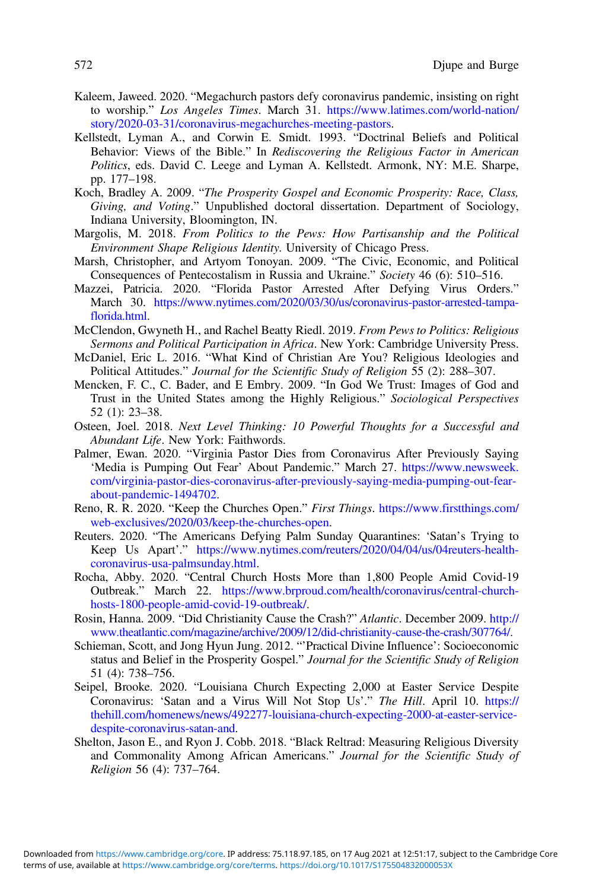Kaleem, Jaweed. 2020. "Megachurch pastors defy coronavirus pandemic, insisting on right to worship." *Los Angeles Times*. March 31. https://www.latimes.com/world-nation/story/2020-03-31/coronavirus-megachurches-meeting-pastors.

Kellstedt, Lyman A., and Corwin E. Smidt. 1993. "Doctrinal Beliefs and Political Behavior: Views of the Bible." In *Rediscovering the Religious Factor in American Politics*, eds. David C. Leege and Lyman A. Kellstedt. Armonk, NY: M.E. Sharpe, pp. 177–198.

Koch, Bradley A. 2009. "*The Prosperity Gospel and Economic Prosperity: Race, Class, Giving, and Voting*." Unpublished doctoral dissertation. Department of Sociology, Indiana University, Bloomington, IN.

Margolis, M. 2018. *From Politics to the Pews: How Partisanship and the Political Environment Shape Religious Identity*. University of Chicago Press.

Marsh, Christopher, and Artyom Tonoyan. 2009. "The Civic, Economic, and Political Consequences of Pentecostalism in Russia and Ukraine." *Society* 46 (6): 510–516.

Mazzei, Patricia. 2020. "Florida Pastor Arrested After Defying Virus Orders." March 30. https://www.nytimes.com/2020/03/30/us/coronavirus-pastor-arrested-tampa-florida.html.

McClendon, Gwyneth H., and Rachel Beatty Riedl. 2019. *From Pews to Politics: Religious Sermons and Political Participation in Africa*. New York: Cambridge University Press.

McDaniel, Eric L. 2016. "What Kind of Christian Are You? Religious Ideologies and Political Attitudes." *Journal for the Scientific Study of Religion* 55 (2): 288–307.

Mencken, F. C., C. Bader, and E Embry. 2009. "In God We Trust: Images of God and Trust in the United States among the Highly Religious." *Sociological Perspectives* 52 (1): 23–38.

Osteen, Joel. 2018. *Next Level Thinking: 10 Powerful Thoughts for a Successful and Abundant Life*. New York: Faithwords.

Palmer, Ewan. 2020. "Virginia Pastor Dies from Coronavirus After Previously Saying 'Media is Pumping Out Fear' About Pandemic." March 27. https://www.newsweek.com/virginia-pastor-dies-coronavirus-after-previously-saying-media-pumping-out-fear-about-pandemic-1494702.

Reno, R. R. 2020. "Keep the Churches Open." *First Things*. https://www.firstthings.com/web-exclusives/2020/03/keep-the-churches-open.

Reuters. 2020. "The Americans Defying Palm Sunday Quarantines: 'Satan's Trying to Keep Us Apart'." https://www.nytimes.com/reuters/2020/04/04/us/04reuters-health-coronavirus-usa-palmsunday.html.

Rocha, Abby. 2020. "Central Church Hosts More than 1,800 People Amid Covid-19 Outbreak." March 22. https://www.brproud.com/health/coronavirus/central-church-hosts-1800-people-amid-covid-19-outbreak/.

Rosin, Hanna. 2009. "Did Christianity Cause the Crash?" *Atlantic*. December 2009. http://www.theatlantic.com/magazine/archive/2009/12/did-christianity-cause-the-crash/307764/.

Schieman, Scott, and Jong Hyun Jung. 2012. "'Practical Divine Influence': Socioeconomic status and Belief in the Prosperity Gospel." *Journal for the Scientific Study of Religion* 51 (4): 738–756.

Seipel, Brooke. 2020. "Louisiana Church Expecting 2,000 at Easter Service Despite Coronavirus: 'Satan and a Virus Will Not Stop Us'." *The Hill*. April 10. https://thehill.com/homenews/news/492277-louisiana-church-expecting-2000-at-easter-service-despite-coronavirus-satan-and.

Shelton, Jason E., and Ryon J. Cobb. 2018. "Black Reltrad: Measuring Religious Diversity and Commonality Among African Americans." *Journal for the Scientific Study of Religion* 56 (4): 737–764.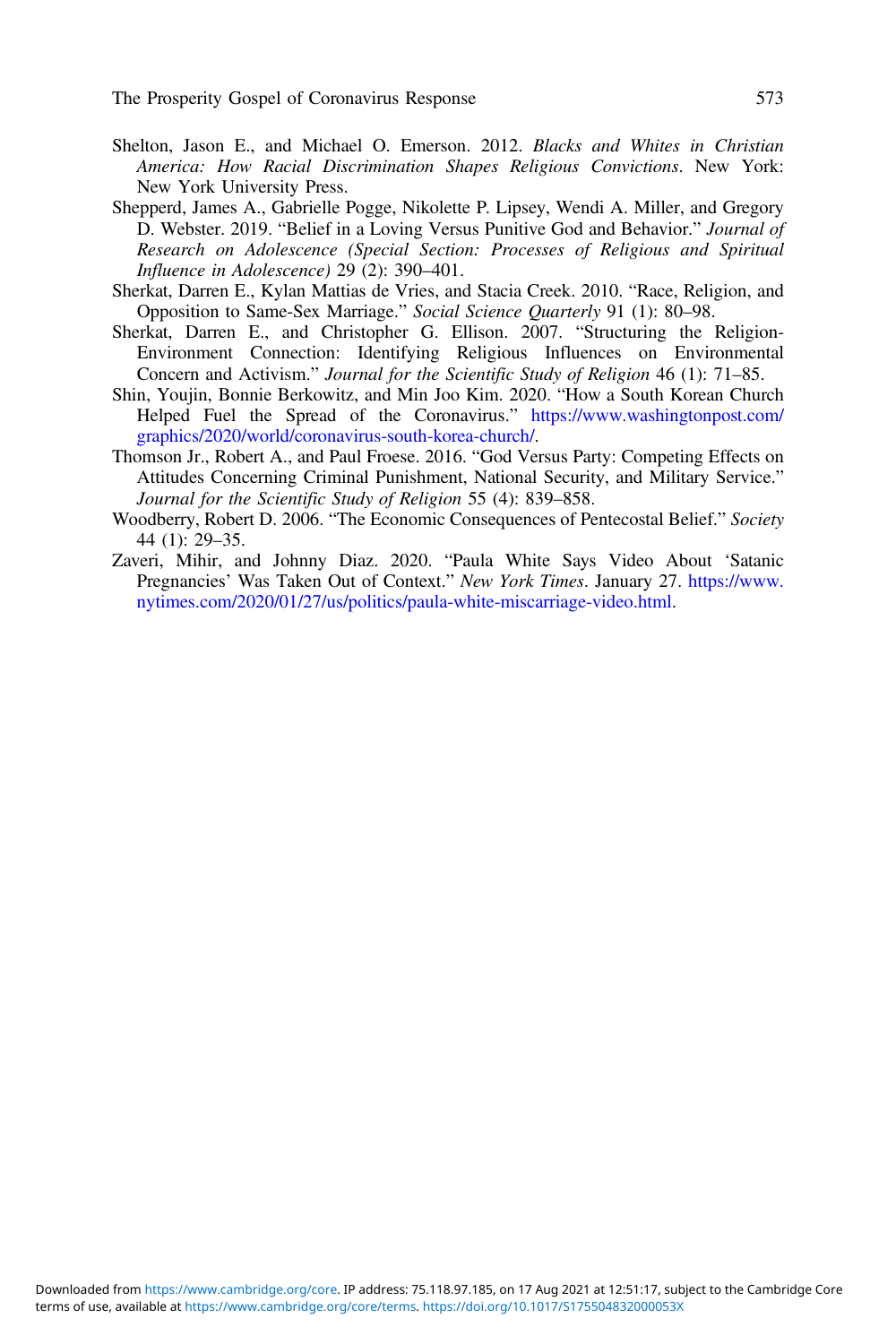Shelton, Jason E., and Michael O. Emerson. 2012. *Blacks and Whites in Christian America: How Racial Discrimination Shapes Religious Convictions*. New York: New York University Press.

Shepperd, James A., Gabrielle Pogge, Nikolette P. Lipsey, Wendi A. Miller, and Gregory D. Webster. 2019. "Belief in a Loving Versus Punitive God and Behavior." *Journal of Research on Adolescence (Special Section: Processes of Religious and Spiritual Influence in Adolescence)* 29 (2): 390–401.

Sherkat, Darren E., Kylan Mattias de Vries, and Stacia Creek. 2010. "Race, Religion, and Opposition to Same-Sex Marriage." *Social Science Quarterly* 91 (1): 80–98.

Sherkat, Darren E., and Christopher G. Ellison. 2007. "Structuring the Religion-Environment Connection: Identifying Religious Influences on Environmental Concern and Activism." *Journal for the Scientific Study of Religion* 46 (1): 71–85.

Shin, Youjin, Bonnie Berkowitz, and Min Joo Kim. 2020. "How a South Korean Church Helped Fuel the Spread of the Coronavirus." https://www.washingtonpost.com/graphics/2020/world/coronavirus-south-korea-church/.

Thomson Jr., Robert A., and Paul Froese. 2016. "God Versus Party: Competing Effects on Attitudes Concerning Criminal Punishment, National Security, and Military Service." *Journal for the Scientific Study of Religion* 55 (4): 839–858.

Woodberry, Robert D. 2006. "The Economic Consequences of Pentecostal Belief." *Society* 44 (1): 29–35.

Zaveri, Mihir, and Johnny Diaz. 2020. "Paula White Says Video About 'Satanic Pregnancies' Was Taken Out of Context." *New York Times*. January 27. https://www.nytimes.com/2020/01/27/us/politics/paula-white-miscarriage-video.html.